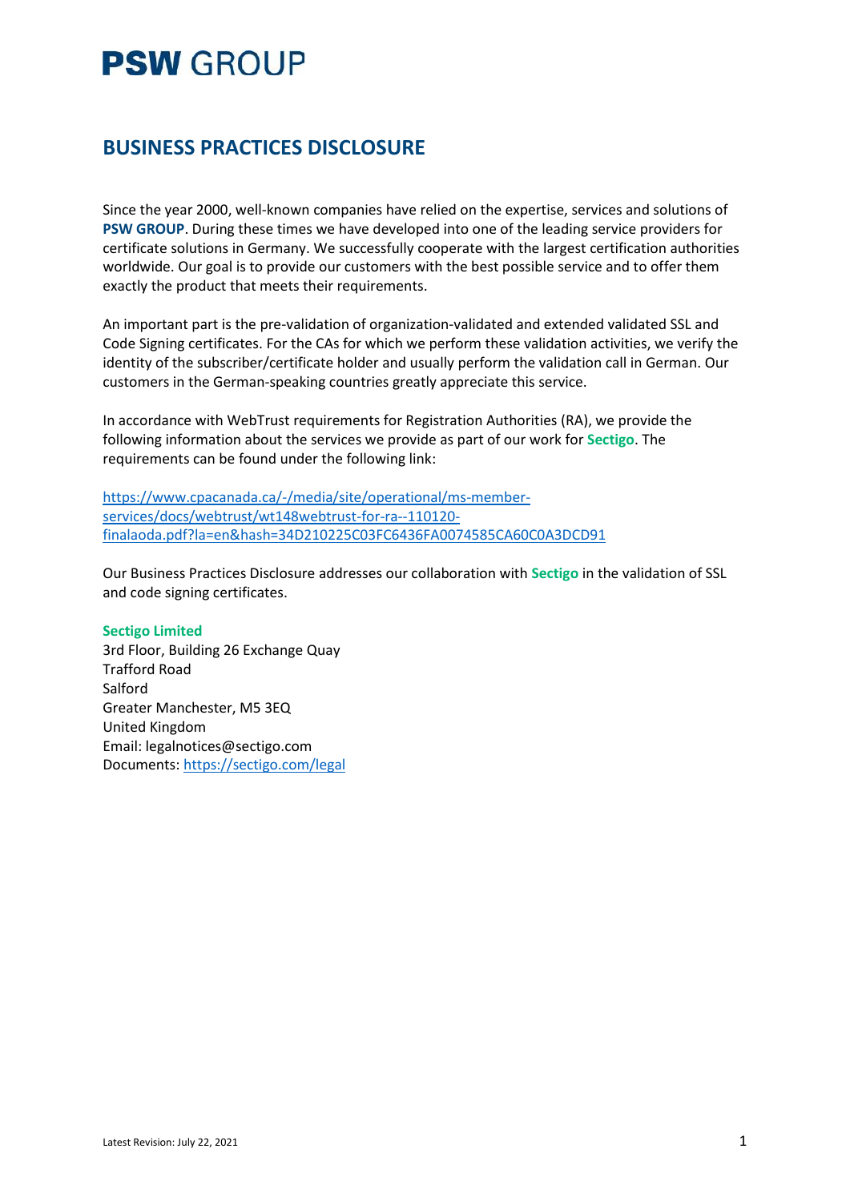# PSW GROUP

## BUSINESS PRACTICES DISCLOSURE

Since the year 2000, well-known companies have relied on the expertise, services and solutions of **PSW GROUP**. During these times we have developed into one of the leading service providers for certificate solutions in Germany. We successfully cooperate with the largest certification authorities worldwide. Our goal is to provide our customers with the best possible service and to offer them exactly the product that meets their requirements.

An important part is the pre-validation of organization-validated and extended validated SSL and Code Signing certificates. For the CAs for which we perform these validation activities, we verify the identity of the subscriber/certificate holder and usually perform the validation call in German. Our customers in the German-speaking countries greatly appreciate this service.

In accordance with WebTrust requirements for Registration Authorities (RA), we provide the following information about the services we provide as part of our work for **Sectigo**. The requirements can be found under the following link:

https://www.cpacanada.ca/-/media/site/operational/ms-member-services/docs/webtrust/wt148webtrust-for-ra--110120-finalaoda.pdf?la=en&hash=34D210225C03FC6436FA0074585CA60C0A3DCD91

Our Business Practices Disclosure addresses our collaboration with **Sectigo** in the validation of SSL and code signing certificates.

**Sectigo Limited**
3rd Floor, Building 26 Exchange Quay
Trafford Road
Salford
Greater Manchester, M5 3EQ
United Kingdom
Email: legalnotices@sectigo.com
Documents: https://sectigo.com/legal

Latest Revision: July 22, 2021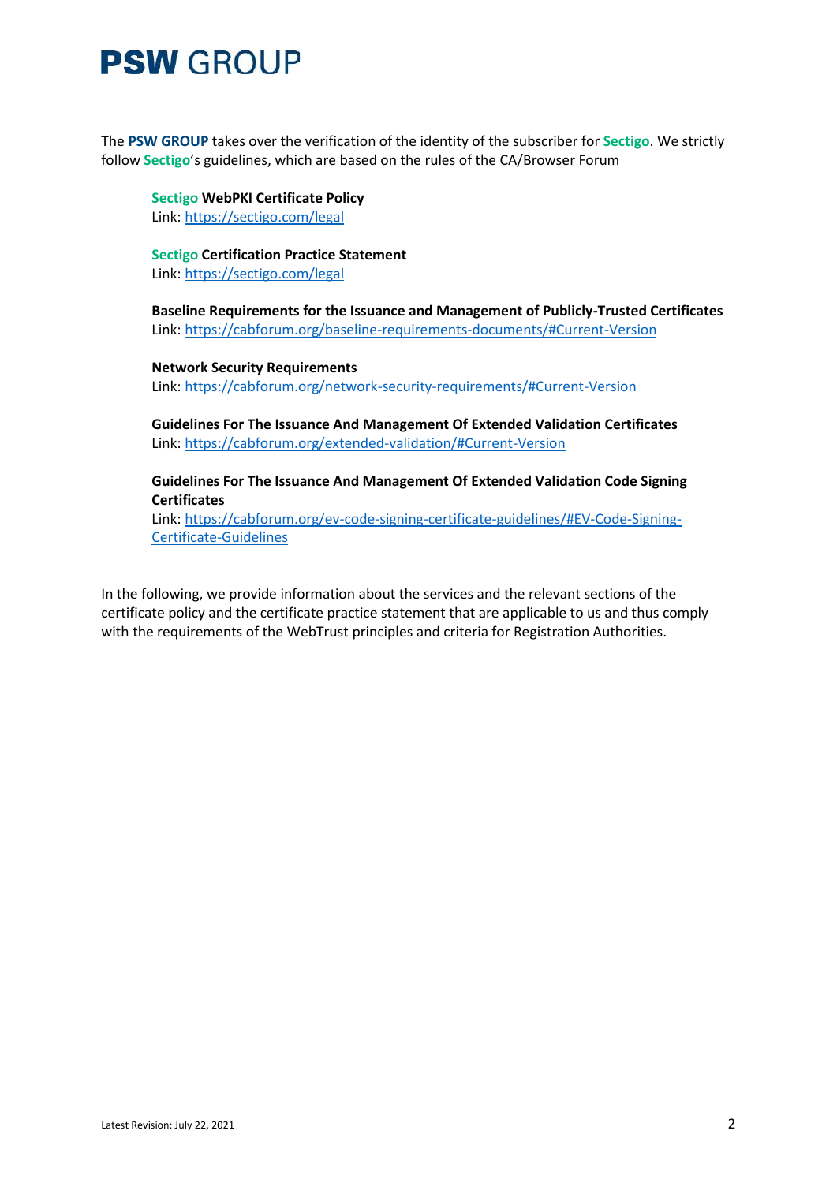The **PSW GROUP** takes over the verification of the identity of the subscriber for **Sectigo**. We strictly follow **Sectigo**'s guidelines, which are based on the rules of the CA/Browser Forum

**Sectigo WebPKI Certificate Policy**
Link: https://sectigo.com/legal

**Sectigo Certification Practice Statement**
Link: https://sectigo.com/legal

**Baseline Requirements for the Issuance and Management of Publicly-Trusted Certificates**
Link: https://cabforum.org/baseline-requirements-documents/#Current-Version

**Network Security Requirements**
Link: https://cabforum.org/network-security-requirements/#Current-Version

**Guidelines For The Issuance And Management Of Extended Validation Certificates**
Link: https://cabforum.org/extended-validation/#Current-Version

**Guidelines For The Issuance And Management Of Extended Validation Code Signing Certificates**
Link: https://cabforum.org/ev-code-signing-certificate-guidelines/#EV-Code-Signing-Certificate-Guidelines

In the following, we provide information about the services and the relevant sections of the certificate policy and the certificate practice statement that are applicable to us and thus comply with the requirements of the WebTrust principles and criteria for Registration Authorities.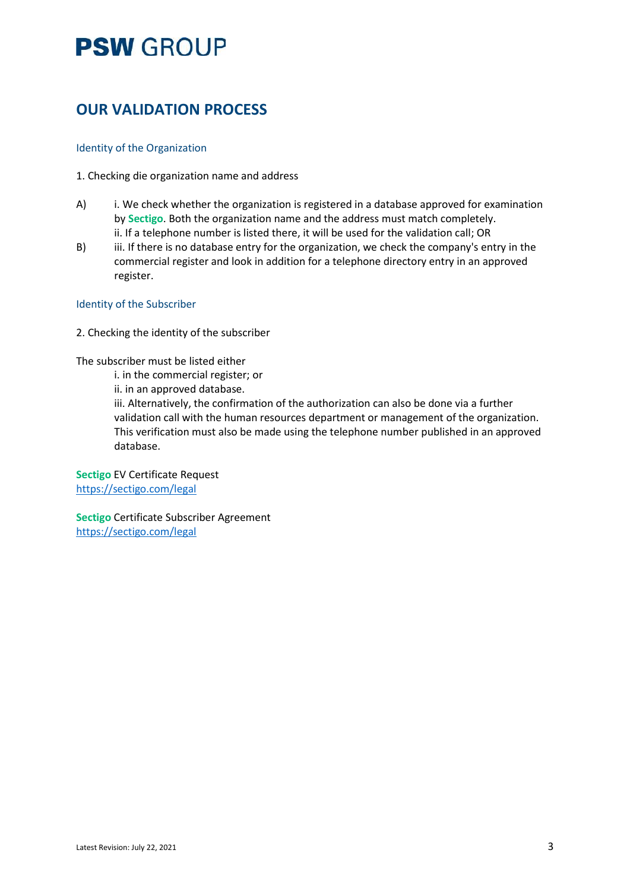# OUR VALIDATION PROCESS

## Identity of the Organization

1. Checking die organization name and address

A) i. We check whether the organization is registered in a database approved for examination by **Sectigo**. Both the organization name and the address must match completely.
ii. If a telephone number is listed there, it will be used for the validation call; OR

B) iii. If there is no database entry for the organization, we check the company's entry in the commercial register and look in addition for a telephone directory entry in an approved register.

## Identity of the Subscriber

2. Checking the identity of the subscriber

The subscriber must be listed either

i. in the commercial register; or
ii. in an approved database.
iii. Alternatively, the confirmation of the authorization can also be done via a further validation call with the human resources department or management of the organization. This verification must also be made using the telephone number published in an approved database.

**Sectigo** EV Certificate Request
https://sectigo.com/legal

**Sectigo** Certificate Subscriber Agreement
https://sectigo.com/legal

Latest Revision: July 22, 2021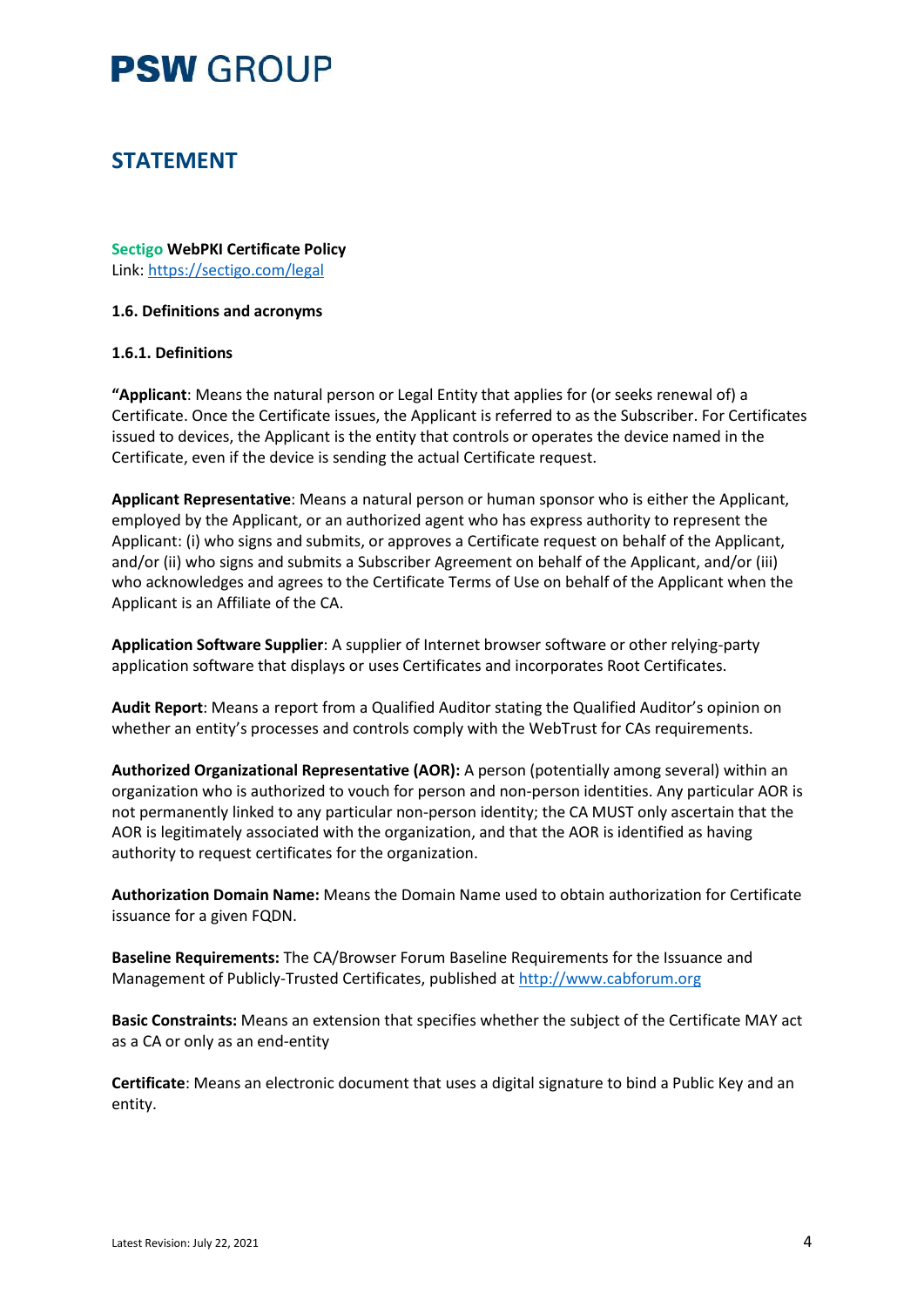# PSW GROUP

## STATEMENT

**Sectigo WebPKI Certificate Policy**
Link: https://sectigo.com/legal

**1.6. Definitions and acronyms**

**1.6.1. Definitions**

**"Applicant**: Means the natural person or Legal Entity that applies for (or seeks renewal of) a Certificate. Once the Certificate issues, the Applicant is referred to as the Subscriber. For Certificates issued to devices, the Applicant is the entity that controls or operates the device named in the Certificate, even if the device is sending the actual Certificate request.

**Applicant Representative**: Means a natural person or human sponsor who is either the Applicant, employed by the Applicant, or an authorized agent who has express authority to represent the Applicant: (i) who signs and submits, or approves a Certificate request on behalf of the Applicant, and/or (ii) who signs and submits a Subscriber Agreement on behalf of the Applicant, and/or (iii) who acknowledges and agrees to the Certificate Terms of Use on behalf of the Applicant when the Applicant is an Affiliate of the CA.

**Application Software Supplier**: A supplier of Internet browser software or other relying-party application software that displays or uses Certificates and incorporates Root Certificates.

**Audit Report**: Means a report from a Qualified Auditor stating the Qualified Auditor's opinion on whether an entity's processes and controls comply with the WebTrust for CAs requirements.

**Authorized Organizational Representative (AOR):** A person (potentially among several) within an organization who is authorized to vouch for person and non-person identities. Any particular AOR is not permanently linked to any particular non-person identity; the CA MUST only ascertain that the AOR is legitimately associated with the organization, and that the AOR is identified as having authority to request certificates for the organization.

**Authorization Domain Name:** Means the Domain Name used to obtain authorization for Certificate issuance for a given FQDN.

**Baseline Requirements:** The CA/Browser Forum Baseline Requirements for the Issuance and Management of Publicly-Trusted Certificates, published at http://www.cabforum.org

**Basic Constraints:** Means an extension that specifies whether the subject of the Certificate MAY act as a CA or only as an end-entity

**Certificate**: Means an electronic document that uses a digital signature to bind a Public Key and an entity.

Latest Revision: July 22, 2021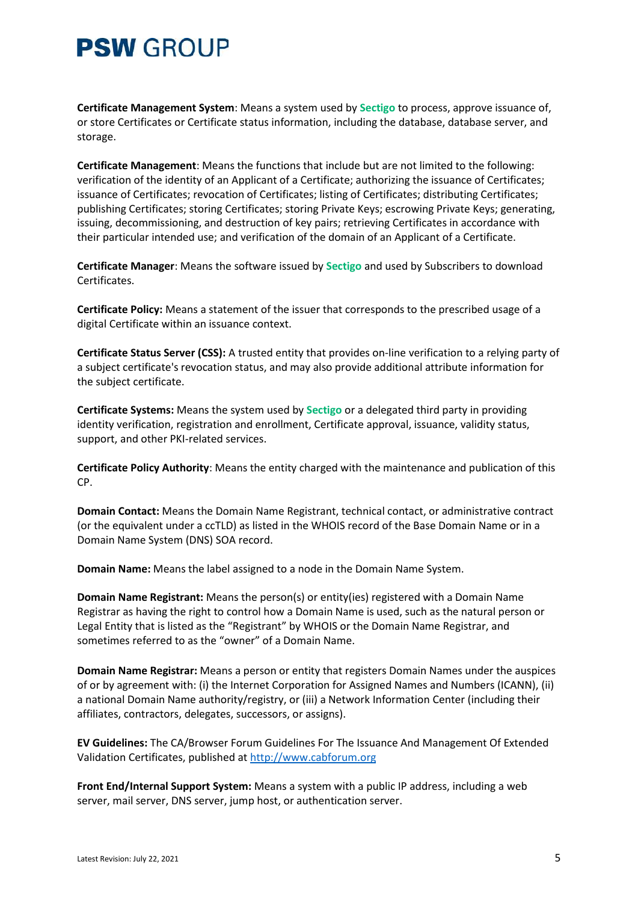**Certificate Management System**: Means a system used by **Sectigo** to process, approve issuance of, or store Certificates or Certificate status information, including the database, database server, and storage.

**Certificate Management**: Means the functions that include but are not limited to the following: verification of the identity of an Applicant of a Certificate; authorizing the issuance of Certificates; issuance of Certificates; revocation of Certificates; listing of Certificates; distributing Certificates; publishing Certificates; storing Certificates; storing Private Keys; escrowing Private Keys; generating, issuing, decommissioning, and destruction of key pairs; retrieving Certificates in accordance with their particular intended use; and verification of the domain of an Applicant of a Certificate.

**Certificate Manager**: Means the software issued by **Sectigo** and used by Subscribers to download Certificates.

**Certificate Policy:** Means a statement of the issuer that corresponds to the prescribed usage of a digital Certificate within an issuance context.

**Certificate Status Server (CSS):** A trusted entity that provides on-line verification to a relying party of a subject certificate's revocation status, and may also provide additional attribute information for the subject certificate.

**Certificate Systems:** Means the system used by **Sectigo** or a delegated third party in providing identity verification, registration and enrollment, Certificate approval, issuance, validity status, support, and other PKI-related services.

**Certificate Policy Authority**: Means the entity charged with the maintenance and publication of this CP.

**Domain Contact:** Means the Domain Name Registrant, technical contact, or administrative contract (or the equivalent under a ccTLD) as listed in the WHOIS record of the Base Domain Name or in a Domain Name System (DNS) SOA record.

**Domain Name:** Means the label assigned to a node in the Domain Name System.

**Domain Name Registrant:** Means the person(s) or entity(ies) registered with a Domain Name Registrar as having the right to control how a Domain Name is used, such as the natural person or Legal Entity that is listed as the "Registrant" by WHOIS or the Domain Name Registrar, and sometimes referred to as the "owner" of a Domain Name.

**Domain Name Registrar:** Means a person or entity that registers Domain Names under the auspices of or by agreement with: (i) the Internet Corporation for Assigned Names and Numbers (ICANN), (ii) a national Domain Name authority/registry, or (iii) a Network Information Center (including their affiliates, contractors, delegates, successors, or assigns).

**EV Guidelines:** The CA/Browser Forum Guidelines For The Issuance And Management Of Extended Validation Certificates, published at [http://www.cabforum.org](http://www.cabforum.org)

**Front End/Internal Support System:** Means a system with a public IP address, including a web server, mail server, DNS server, jump host, or authentication server.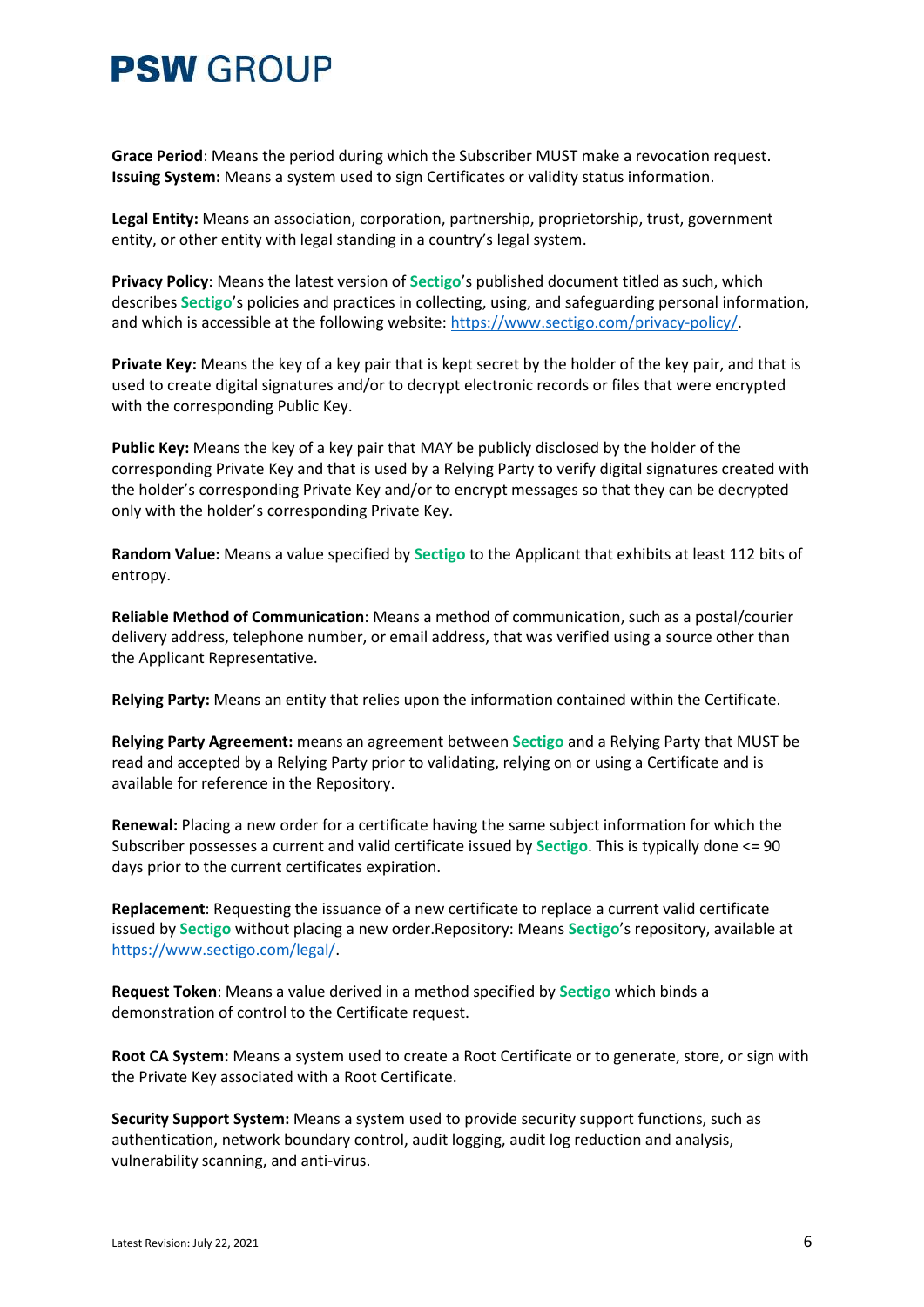**Grace Period**: Means the period during which the Subscriber MUST make a revocation request.
**Issuing System:** Means a system used to sign Certificates or validity status information.

**Legal Entity:** Means an association, corporation, partnership, proprietorship, trust, government entity, or other entity with legal standing in a country's legal system.

**Privacy Policy**: Means the latest version of **Sectigo**'s published document titled as such, which describes **Sectigo**'s policies and practices in collecting, using, and safeguarding personal information, and which is accessible at the following website: https://www.sectigo.com/privacy-policy/.

**Private Key:** Means the key of a key pair that is kept secret by the holder of the key pair, and that is used to create digital signatures and/or to decrypt electronic records or files that were encrypted with the corresponding Public Key.

**Public Key:** Means the key of a key pair that MAY be publicly disclosed by the holder of the corresponding Private Key and that is used by a Relying Party to verify digital signatures created with the holder's corresponding Private Key and/or to encrypt messages so that they can be decrypted only with the holder's corresponding Private Key.

**Random Value:** Means a value specified by **Sectigo** to the Applicant that exhibits at least 112 bits of entropy.

**Reliable Method of Communication**: Means a method of communication, such as a postal/courier delivery address, telephone number, or email address, that was verified using a source other than the Applicant Representative.

**Relying Party:** Means an entity that relies upon the information contained within the Certificate.

**Relying Party Agreement:** means an agreement between **Sectigo** and a Relying Party that MUST be read and accepted by a Relying Party prior to validating, relying on or using a Certificate and is available for reference in the Repository.

**Renewal:** Placing a new order for a certificate having the same subject information for which the Subscriber possesses a current and valid certificate issued by **Sectigo**. This is typically done <= 90 days prior to the current certificates expiration.

**Replacement**: Requesting the issuance of a new certificate to replace a current valid certificate issued by **Sectigo** without placing a new order.Repository: Means **Sectigo**'s repository, available at https://www.sectigo.com/legal/.

**Request Token**: Means a value derived in a method specified by **Sectigo** which binds a demonstration of control to the Certificate request.

**Root CA System:** Means a system used to create a Root Certificate or to generate, store, or sign with the Private Key associated with a Root Certificate.

**Security Support System:** Means a system used to provide security support functions, such as authentication, network boundary control, audit logging, audit log reduction and analysis, vulnerability scanning, and anti-virus.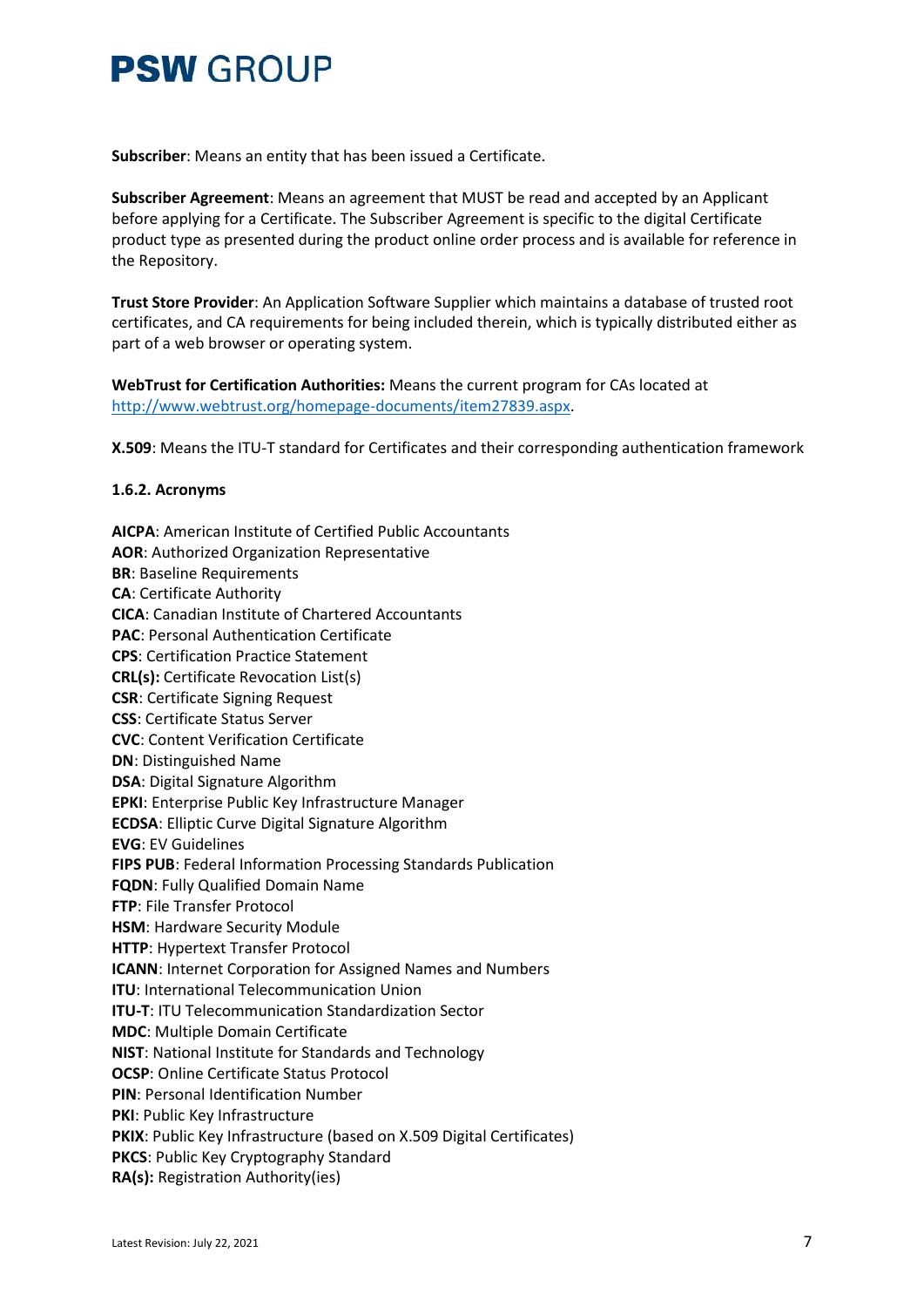**Subscriber**: Means an entity that has been issued a Certificate.

**Subscriber Agreement**: Means an agreement that MUST be read and accepted by an Applicant before applying for a Certificate. The Subscriber Agreement is specific to the digital Certificate product type as presented during the product online order process and is available for reference in the Repository.

**Trust Store Provider**: An Application Software Supplier which maintains a database of trusted root certificates, and CA requirements for being included therein, which is typically distributed either as part of a web browser or operating system.

**WebTrust for Certification Authorities:** Means the current program for CAs located at http://www.webtrust.org/homepage-documents/item27839.aspx.

**X.509**: Means the ITU-T standard for Certificates and their corresponding authentication framework

#### 1.6.2. Acronyms

**AICPA**: American Institute of Certified Public Accountants
**AOR**: Authorized Organization Representative
**BR**: Baseline Requirements
**CA**: Certificate Authority
**CICA**: Canadian Institute of Chartered Accountants
**PAC**: Personal Authentication Certificate
**CPS**: Certification Practice Statement
**CRL(s):** Certificate Revocation List(s)
**CSR**: Certificate Signing Request
**CSS**: Certificate Status Server
**CVC**: Content Verification Certificate
**DN**: Distinguished Name
**DSA**: Digital Signature Algorithm
**EPKI**: Enterprise Public Key Infrastructure Manager
**ECDSA**: Elliptic Curve Digital Signature Algorithm
**EVG**: EV Guidelines
**FIPS PUB**: Federal Information Processing Standards Publication
**FQDN**: Fully Qualified Domain Name
**FTP**: File Transfer Protocol
**HSM**: Hardware Security Module
**HTTP**: Hypertext Transfer Protocol
**ICANN**: Internet Corporation for Assigned Names and Numbers
**ITU**: International Telecommunication Union
**ITU-T**: ITU Telecommunication Standardization Sector
**MDC**: Multiple Domain Certificate
**NIST**: National Institute for Standards and Technology
**OCSP**: Online Certificate Status Protocol
**PIN**: Personal Identification Number
**PKI**: Public Key Infrastructure
**PKIX**: Public Key Infrastructure (based on X.509 Digital Certificates)
**PKCS**: Public Key Cryptography Standard
**RA(s):** Registration Authority(ies)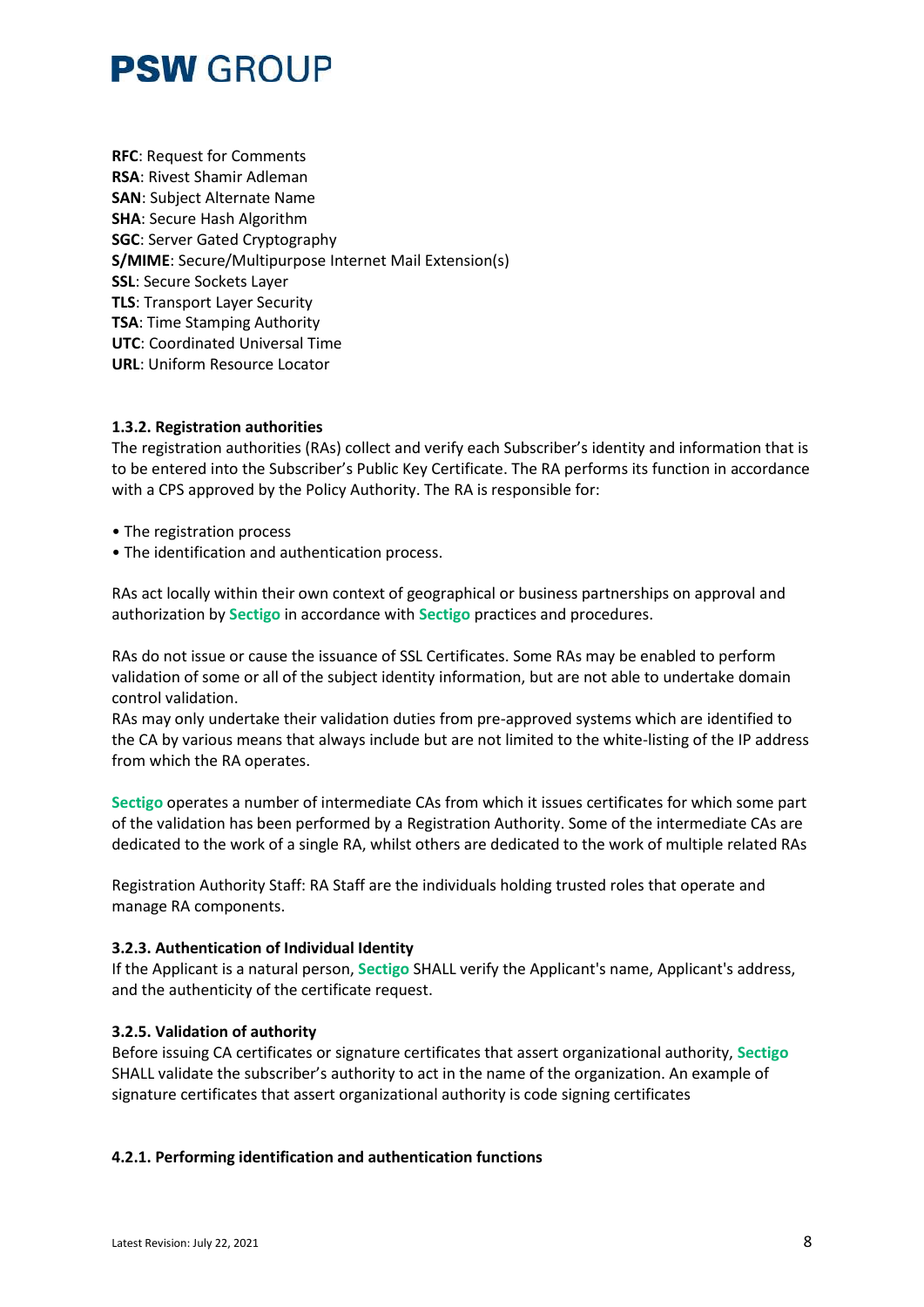**RFC**: Request for Comments
**RSA**: Rivest Shamir Adleman
**SAN**: Subject Alternate Name
**SHA**: Secure Hash Algorithm
**SGC**: Server Gated Cryptography
**S/MIME**: Secure/Multipurpose Internet Mail Extension(s)
**SSL**: Secure Sockets Layer
**TLS**: Transport Layer Security
**TSA**: Time Stamping Authority
**UTC**: Coordinated Universal Time
**URL**: Uniform Resource Locator

### 1.3.2. Registration authorities

The registration authorities (RAs) collect and verify each Subscriber's identity and information that is to be entered into the Subscriber's Public Key Certificate. The RA performs its function in accordance with a CPS approved by the Policy Authority. The RA is responsible for:

- The registration process
- The identification and authentication process.

RAs act locally within their own context of geographical or business partnerships on approval and authorization by **Sectigo** in accordance with **Sectigo** practices and procedures.

RAs do not issue or cause the issuance of SSL Certificates. Some RAs may be enabled to perform validation of some or all of the subject identity information, but are not able to undertake domain control validation.
RAs may only undertake their validation duties from pre-approved systems which are identified to the CA by various means that always include but are not limited to the white-listing of the IP address from which the RA operates.

**Sectigo** operates a number of intermediate CAs from which it issues certificates for which some part of the validation has been performed by a Registration Authority. Some of the intermediate CAs are dedicated to the work of a single RA, whilst others are dedicated to the work of multiple related RAs

Registration Authority Staff: RA Staff are the individuals holding trusted roles that operate and manage RA components.

### 3.2.3. Authentication of Individual Identity

If the Applicant is a natural person, **Sectigo** SHALL verify the Applicant's name, Applicant's address, and the authenticity of the certificate request.

### 3.2.5. Validation of authority

Before issuing CA certificates or signature certificates that assert organizational authority, **Sectigo** SHALL validate the subscriber's authority to act in the name of the organization. An example of signature certificates that assert organizational authority is code signing certificates

### 4.2.1. Performing identification and authentication functions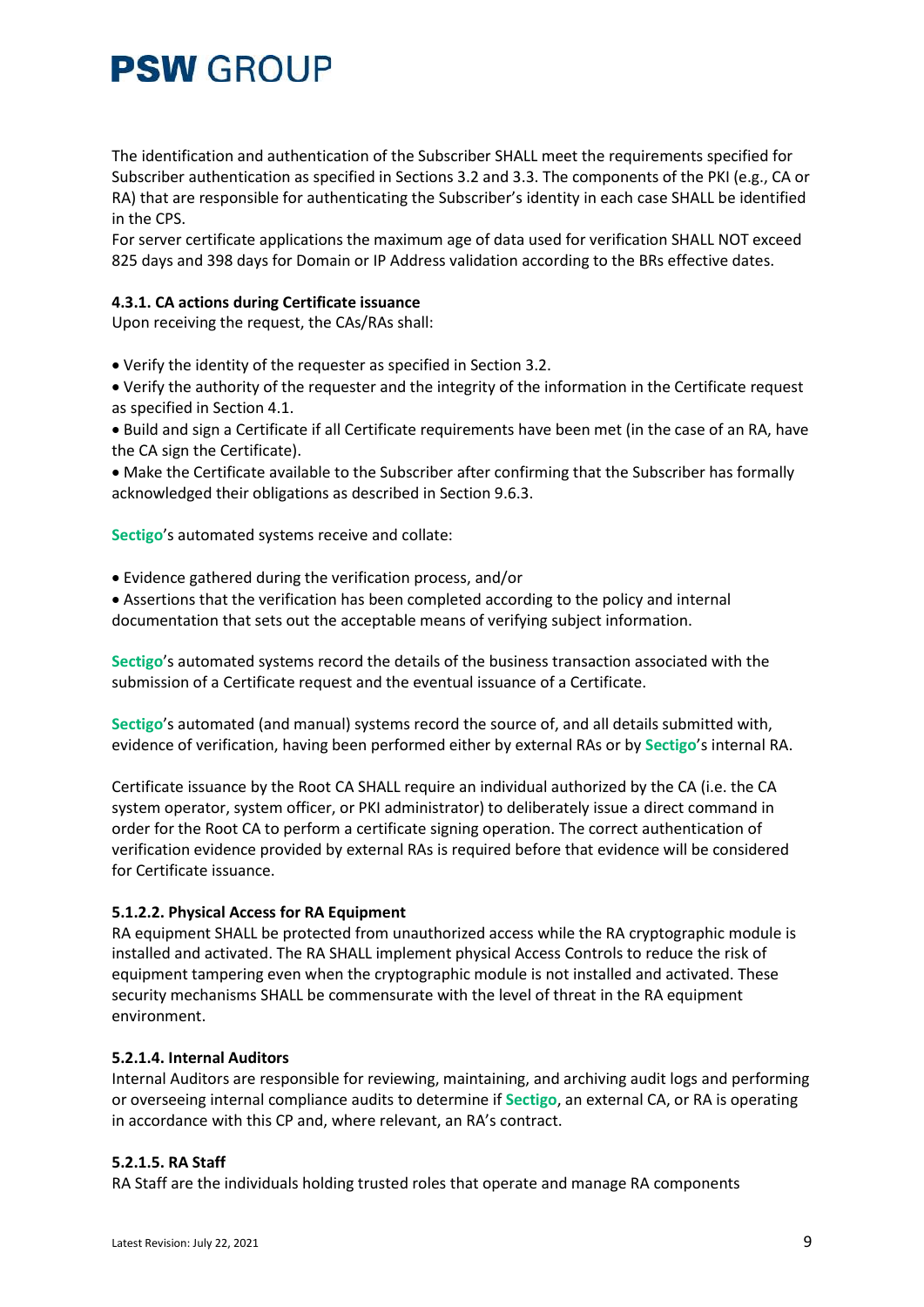The identification and authentication of the Subscriber SHALL meet the requirements specified for Subscriber authentication as specified in Sections 3.2 and 3.3. The components of the PKI (e.g., CA or RA) that are responsible for authenticating the Subscriber's identity in each case SHALL be identified in the CPS.
For server certificate applications the maximum age of data used for verification SHALL NOT exceed 825 days and 398 days for Domain or IP Address validation according to the BRs effective dates.

#### 4.3.1. CA actions during Certificate issuance

Upon receiving the request, the CAs/RAs shall:

- Verify the identity of the requester as specified in Section 3.2.
- Verify the authority of the requester and the integrity of the information in the Certificate request as specified in Section 4.1.
- Build and sign a Certificate if all Certificate requirements have been met (in the case of an RA, have the CA sign the Certificate).
- Make the Certificate available to the Subscriber after confirming that the Subscriber has formally acknowledged their obligations as described in Section 9.6.3.

Sectigo's automated systems receive and collate:

- Evidence gathered during the verification process, and/or
- Assertions that the verification has been completed according to the policy and internal documentation that sets out the acceptable means of verifying subject information.

Sectigo's automated systems record the details of the business transaction associated with the submission of a Certificate request and the eventual issuance of a Certificate.

Sectigo's automated (and manual) systems record the source of, and all details submitted with, evidence of verification, having been performed either by external RAs or by Sectigo's internal RA.

Certificate issuance by the Root CA SHALL require an individual authorized by the CA (i.e. the CA system operator, system officer, or PKI administrator) to deliberately issue a direct command in order for the Root CA to perform a certificate signing operation. The correct authentication of verification evidence provided by external RAs is required before that evidence will be considered for Certificate issuance.

#### 5.1.2.2. Physical Access for RA Equipment

RA equipment SHALL be protected from unauthorized access while the RA cryptographic module is installed and activated. The RA SHALL implement physical Access Controls to reduce the risk of equipment tampering even when the cryptographic module is not installed and activated. These security mechanisms SHALL be commensurate with the level of threat in the RA equipment environment.

#### 5.2.1.4. Internal Auditors

Internal Auditors are responsible for reviewing, maintaining, and archiving audit logs and performing or overseeing internal compliance audits to determine if Sectigo, an external CA, or RA is operating in accordance with this CP and, where relevant, an RA's contract.

#### 5.2.1.5. RA Staff

RA Staff are the individuals holding trusted roles that operate and manage RA components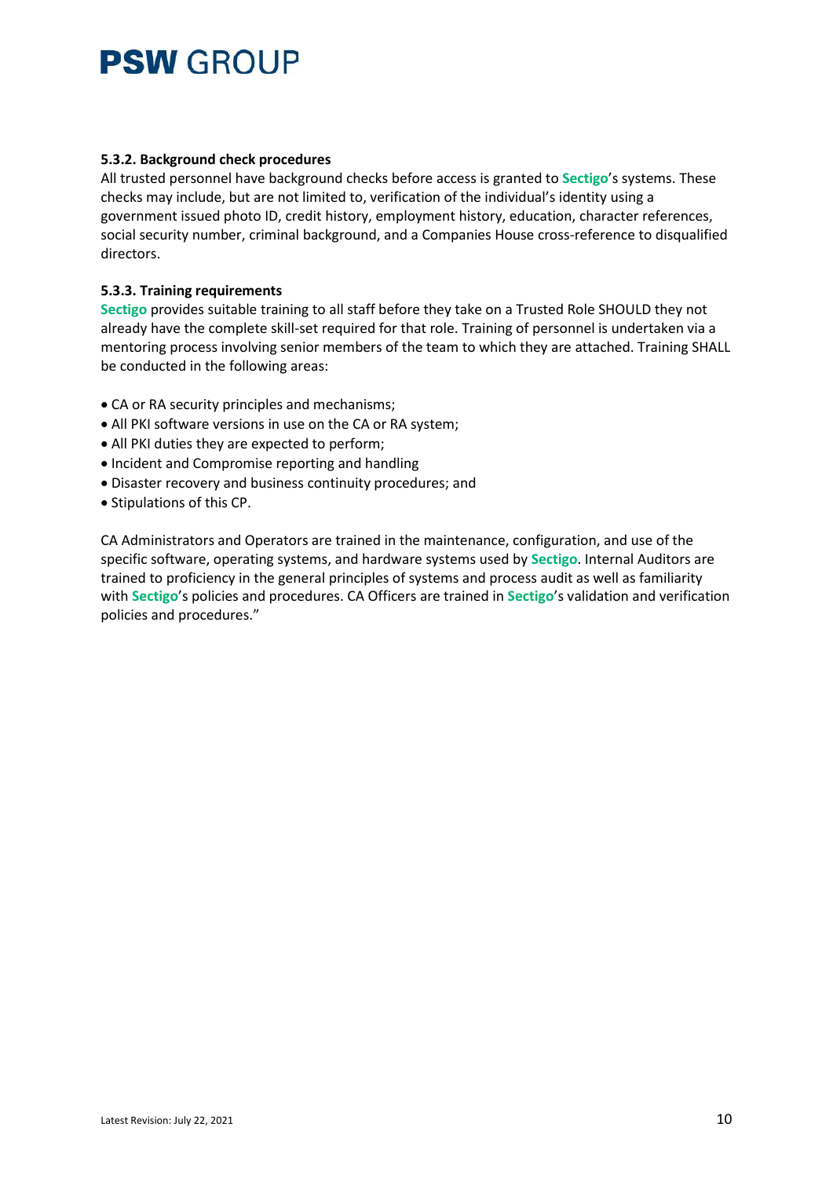#### 5.3.2. Background check procedures

All trusted personnel have background checks before access is granted to **Sectigo**'s systems. These checks may include, but are not limited to, verification of the individual's identity using a government issued photo ID, credit history, employment history, education, character references, social security number, criminal background, and a Companies House cross-reference to disqualified directors.

#### 5.3.3. Training requirements

**Sectigo** provides suitable training to all staff before they take on a Trusted Role SHOULD they not already have the complete skill-set required for that role. Training of personnel is undertaken via a mentoring process involving senior members of the team to which they are attached. Training SHALL be conducted in the following areas:

- CA or RA security principles and mechanisms;
- All PKI software versions in use on the CA or RA system;
- All PKI duties they are expected to perform;
- Incident and Compromise reporting and handling
- Disaster recovery and business continuity procedures; and
- Stipulations of this CP.

CA Administrators and Operators are trained in the maintenance, configuration, and use of the specific software, operating systems, and hardware systems used by **Sectigo**. Internal Auditors are trained to proficiency in the general principles of systems and process audit as well as familiarity with **Sectigo**'s policies and procedures. CA Officers are trained in **Sectigo**'s validation and verification policies and procedures."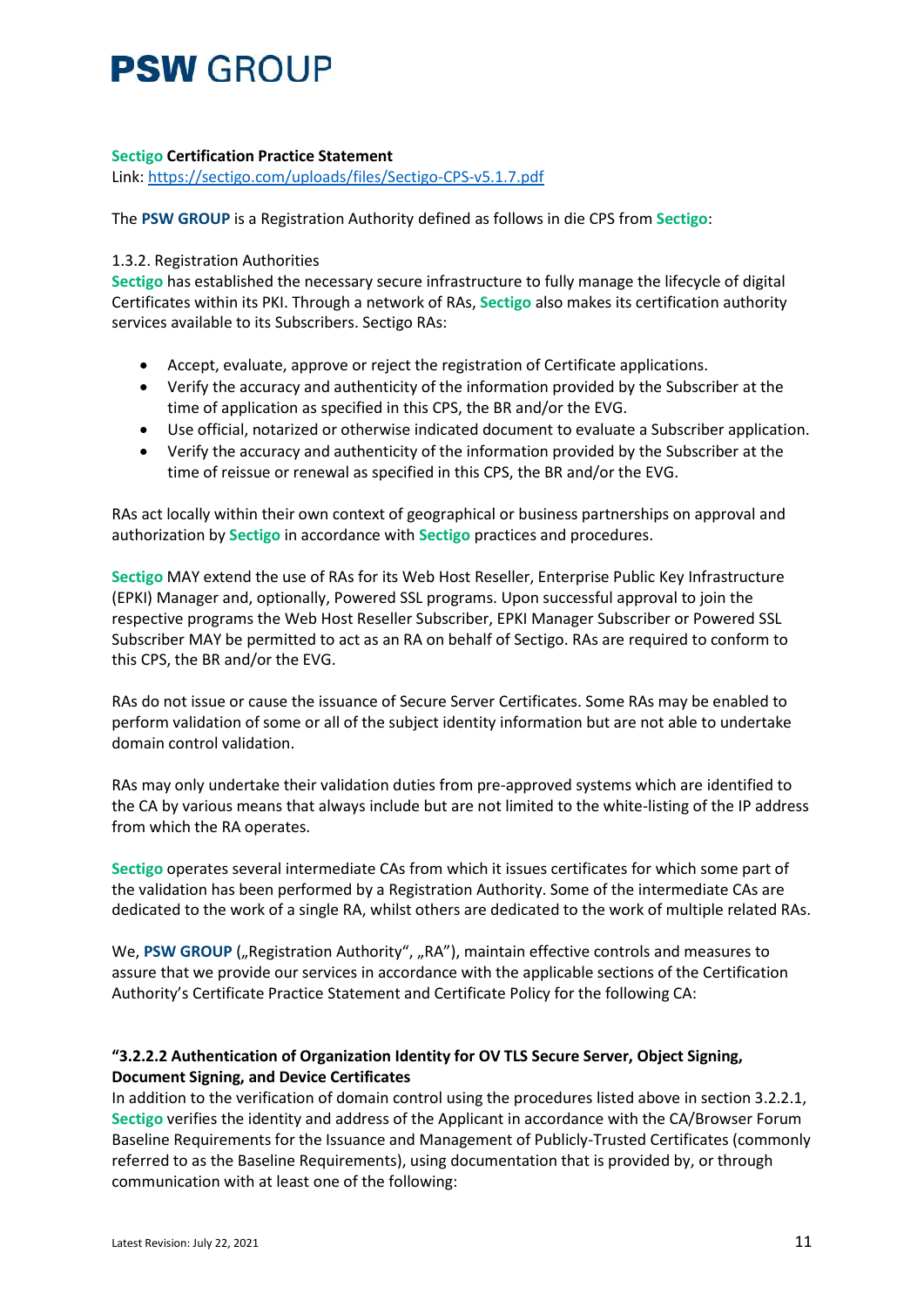**Sectigo Certification Practice Statement**
Link: https://sectigo.com/uploads/files/Sectigo-CPS-v5.1.7.pdf

The **PSW GROUP** is a Registration Authority defined as follows in die CPS from **Sectigo**:

1.3.2. Registration Authorities
**Sectigo** has established the necessary secure infrastructure to fully manage the lifecycle of digital Certificates within its PKI. Through a network of RAs, **Sectigo** also makes its certification authority services available to its Subscribers. Sectigo RAs:

- Accept, evaluate, approve or reject the registration of Certificate applications.
- Verify the accuracy and authenticity of the information provided by the Subscriber at the time of application as specified in this CPS, the BR and/or the EVG.
- Use official, notarized or otherwise indicated document to evaluate a Subscriber application.
- Verify the accuracy and authenticity of the information provided by the Subscriber at the time of reissue or renewal as specified in this CPS, the BR and/or the EVG.

RAs act locally within their own context of geographical or business partnerships on approval and authorization by **Sectigo** in accordance with **Sectigo** practices and procedures.

**Sectigo** MAY extend the use of RAs for its Web Host Reseller, Enterprise Public Key Infrastructure (EPKI) Manager and, optionally, Powered SSL programs. Upon successful approval to join the respective programs the Web Host Reseller Subscriber, EPKI Manager Subscriber or Powered SSL Subscriber MAY be permitted to act as an RA on behalf of Sectigo. RAs are required to conform to this CPS, the BR and/or the EVG.

RAs do not issue or cause the issuance of Secure Server Certificates. Some RAs may be enabled to perform validation of some or all of the subject identity information but are not able to undertake domain control validation.

RAs may only undertake their validation duties from pre-approved systems which are identified to the CA by various means that always include but are not limited to the white-listing of the IP address from which the RA operates.

**Sectigo** operates several intermediate CAs from which it issues certificates for which some part of the validation has been performed by a Registration Authority. Some of the intermediate CAs are dedicated to the work of a single RA, whilst others are dedicated to the work of multiple related RAs.

We, **PSW GROUP** („Registration Authority", „RA"), maintain effective controls and measures to assure that we provide our services in accordance with the applicable sections of the Certification Authority's Certificate Practice Statement and Certificate Policy for the following CA:

**"3.2.2.2 Authentication of Organization Identity for OV TLS Secure Server, Object Signing, Document Signing, and Device Certificates**
In addition to the verification of domain control using the procedures listed above in section 3.2.2.1, **Sectigo** verifies the identity and address of the Applicant in accordance with the CA/Browser Forum Baseline Requirements for the Issuance and Management of Publicly-Trusted Certificates (commonly referred to as the Baseline Requirements), using documentation that is provided by, or through communication with at least one of the following: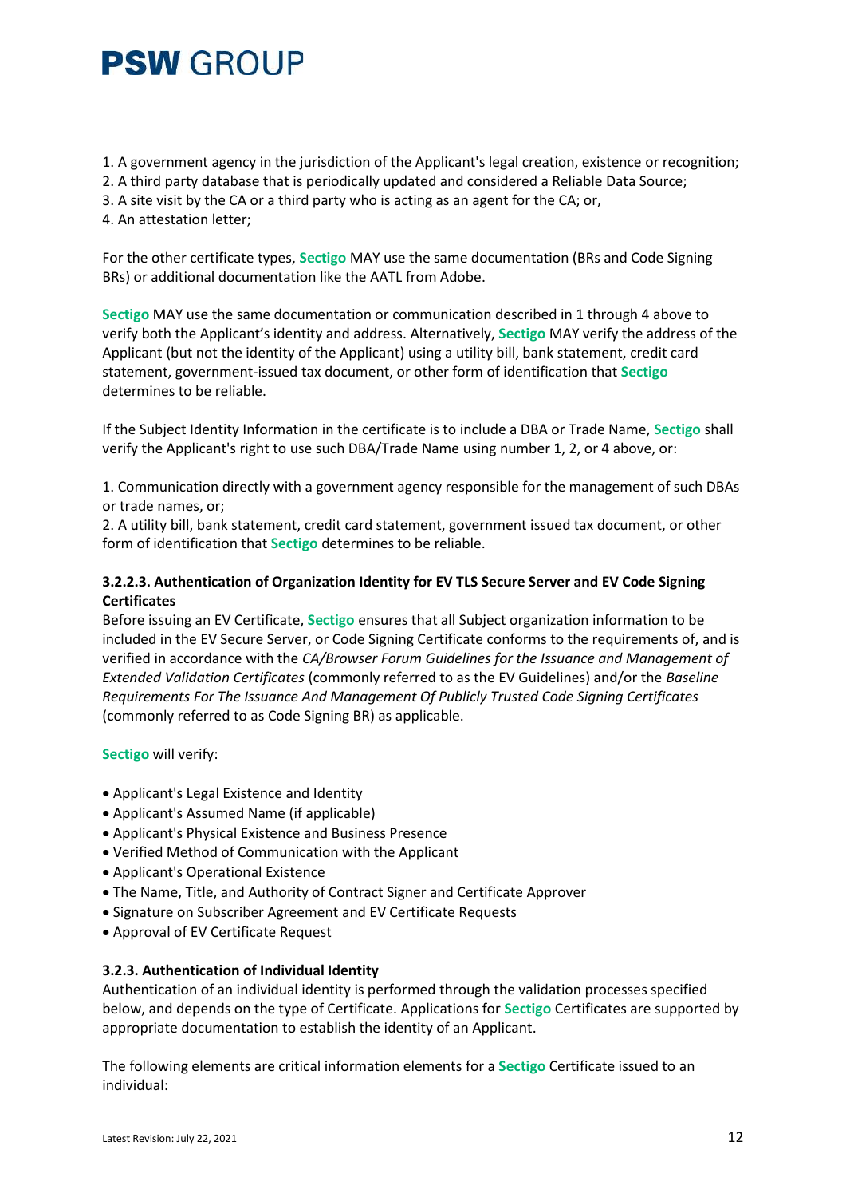1. A government agency in the jurisdiction of the Applicant's legal creation, existence or recognition;
2. A third party database that is periodically updated and considered a Reliable Data Source;
3. A site visit by the CA or a third party who is acting as an agent for the CA; or,
4. An attestation letter;

For the other certificate types, **Sectigo** MAY use the same documentation (BRs and Code Signing BRs) or additional documentation like the AATL from Adobe.

**Sectigo** MAY use the same documentation or communication described in 1 through 4 above to verify both the Applicant's identity and address. Alternatively, **Sectigo** MAY verify the address of the Applicant (but not the identity of the Applicant) using a utility bill, bank statement, credit card statement, government-issued tax document, or other form of identification that **Sectigo** determines to be reliable.

If the Subject Identity Information in the certificate is to include a DBA or Trade Name, **Sectigo** shall verify the Applicant's right to use such DBA/Trade Name using number 1, 2, or 4 above, or:

1. Communication directly with a government agency responsible for the management of such DBAs or trade names, or;
2. A utility bill, bank statement, credit card statement, government issued tax document, or other form of identification that **Sectigo** determines to be reliable.

#### 3.2.2.3. Authentication of Organization Identity for EV TLS Secure Server and EV Code Signing Certificates

Before issuing an EV Certificate, **Sectigo** ensures that all Subject organization information to be included in the EV Secure Server, or Code Signing Certificate conforms to the requirements of, and is verified in accordance with the *CA/Browser Forum Guidelines for the Issuance and Management of Extended Validation Certificates* (commonly referred to as the EV Guidelines) and/or the *Baseline Requirements For The Issuance And Management Of Publicly Trusted Code Signing Certificates* (commonly referred to as Code Signing BR) as applicable.

**Sectigo** will verify:

- Applicant's Legal Existence and Identity
- Applicant's Assumed Name (if applicable)
- Applicant's Physical Existence and Business Presence
- Verified Method of Communication with the Applicant
- Applicant's Operational Existence
- The Name, Title, and Authority of Contract Signer and Certificate Approver
- Signature on Subscriber Agreement and EV Certificate Requests
- Approval of EV Certificate Request

### 3.2.3. Authentication of Individual Identity

Authentication of an individual identity is performed through the validation processes specified below, and depends on the type of Certificate. Applications for **Sectigo** Certificates are supported by appropriate documentation to establish the identity of an Applicant.

The following elements are critical information elements for a **Sectigo** Certificate issued to an individual: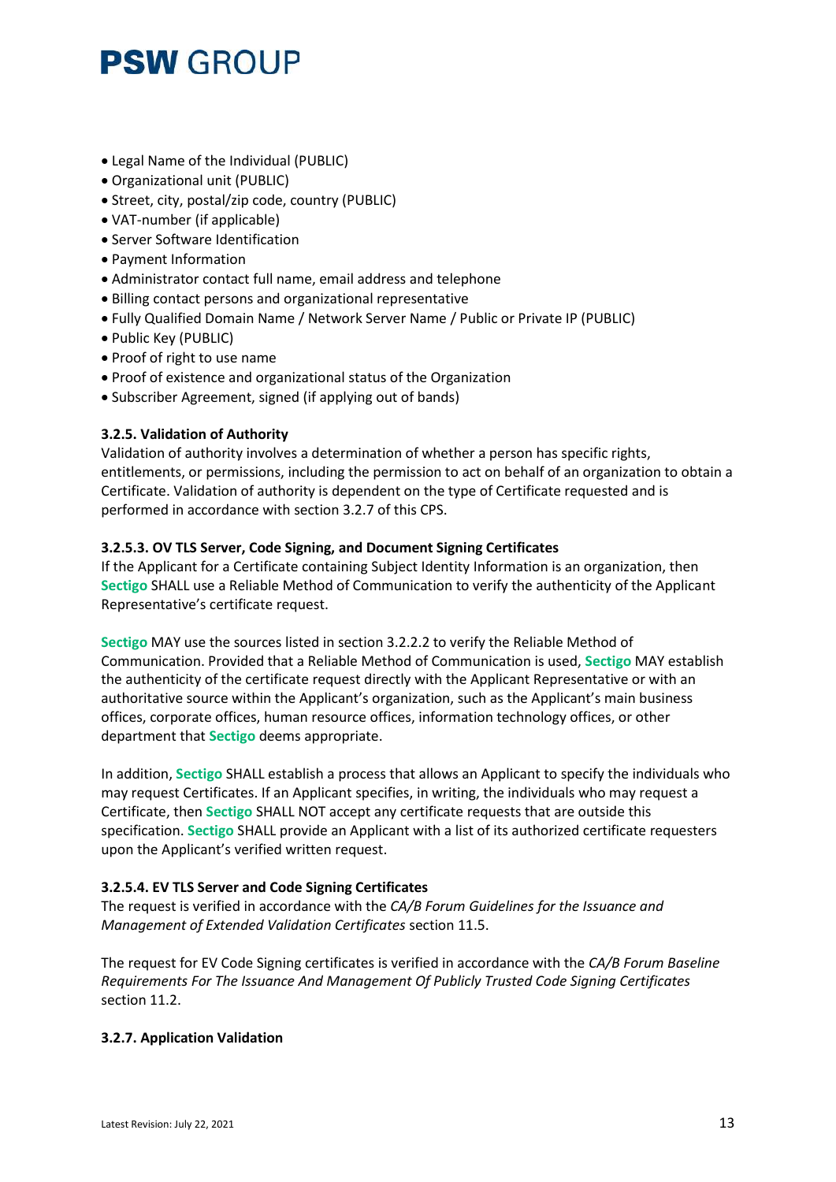- Legal Name of the Individual (PUBLIC)
- Organizational unit (PUBLIC)
- Street, city, postal/zip code, country (PUBLIC)
- VAT-number (if applicable)
- Server Software Identification
- Payment Information
- Administrator contact full name, email address and telephone
- Billing contact persons and organizational representative
- Fully Qualified Domain Name / Network Server Name / Public or Private IP (PUBLIC)
- Public Key (PUBLIC)
- Proof of right to use name
- Proof of existence and organizational status of the Organization
- Subscriber Agreement, signed (if applying out of bands)

### 3.2.5. Validation of Authority

Validation of authority involves a determination of whether a person has specific rights, entitlements, or permissions, including the permission to act on behalf of an organization to obtain a Certificate. Validation of authority is dependent on the type of Certificate requested and is performed in accordance with section 3.2.7 of this CPS.

#### 3.2.5.3. OV TLS Server, Code Signing, and Document Signing Certificates

If the Applicant for a Certificate containing Subject Identity Information is an organization, then **Sectigo** SHALL use a Reliable Method of Communication to verify the authenticity of the Applicant Representative's certificate request.

**Sectigo** MAY use the sources listed in section 3.2.2.2 to verify the Reliable Method of Communication. Provided that a Reliable Method of Communication is used, **Sectigo** MAY establish the authenticity of the certificate request directly with the Applicant Representative or with an authoritative source within the Applicant's organization, such as the Applicant's main business offices, corporate offices, human resource offices, information technology offices, or other department that **Sectigo** deems appropriate.

In addition, **Sectigo** SHALL establish a process that allows an Applicant to specify the individuals who may request Certificates. If an Applicant specifies, in writing, the individuals who may request a Certificate, then **Sectigo** SHALL NOT accept any certificate requests that are outside this specification. **Sectigo** SHALL provide an Applicant with a list of its authorized certificate requesters upon the Applicant's verified written request.

#### 3.2.5.4. EV TLS Server and Code Signing Certificates

The request is verified in accordance with the *CA/B Forum Guidelines for the Issuance and Management of Extended Validation Certificates* section 11.5.

The request for EV Code Signing certificates is verified in accordance with the *CA/B Forum Baseline Requirements For The Issuance And Management Of Publicly Trusted Code Signing Certificates* section 11.2.

### 3.2.7. Application Validation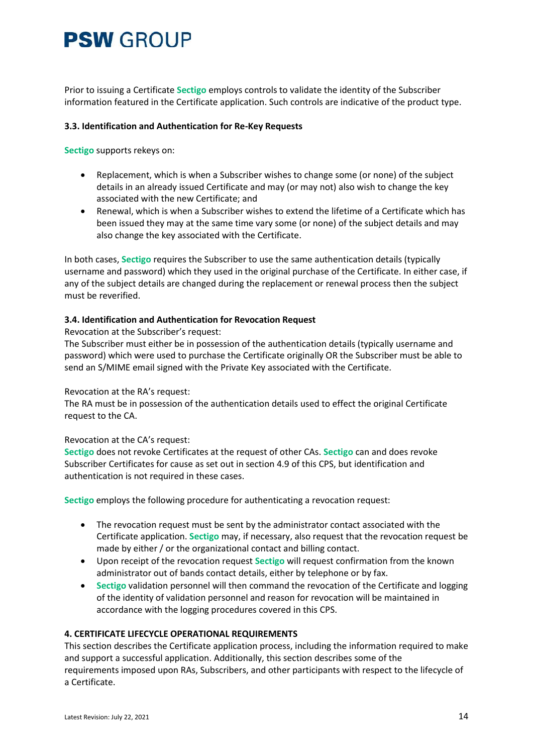Prior to issuing a Certificate Sectigo employs controls to validate the identity of the Subscriber information featured in the Certificate application. Such controls are indicative of the product type.

### 3.3. Identification and Authentication for Re-Key Requests

Sectigo supports rekeys on:

- Replacement, which is when a Subscriber wishes to change some (or none) of the subject details in an already issued Certificate and may (or may not) also wish to change the key associated with the new Certificate; and
- Renewal, which is when a Subscriber wishes to extend the lifetime of a Certificate which has been issued they may at the same time vary some (or none) of the subject details and may also change the key associated with the Certificate.

In both cases, Sectigo requires the Subscriber to use the same authentication details (typically username and password) which they used in the original purchase of the Certificate. In either case, if any of the subject details are changed during the replacement or renewal process then the subject must be reverified.

### 3.4. Identification and Authentication for Revocation Request

Revocation at the Subscriber's request:
The Subscriber must either be in possession of the authentication details (typically username and password) which were used to purchase the Certificate originally OR the Subscriber must be able to send an S/MIME email signed with the Private Key associated with the Certificate.

Revocation at the RA's request:
The RA must be in possession of the authentication details used to effect the original Certificate request to the CA.

Revocation at the CA's request:
Sectigo does not revoke Certificates at the request of other CAs. Sectigo can and does revoke Subscriber Certificates for cause as set out in section 4.9 of this CPS, but identification and authentication is not required in these cases.

Sectigo employs the following procedure for authenticating a revocation request:

- The revocation request must be sent by the administrator contact associated with the Certificate application. Sectigo may, if necessary, also request that the revocation request be made by either / or the organizational contact and billing contact.
- Upon receipt of the revocation request Sectigo will request confirmation from the known administrator out of bands contact details, either by telephone or by fax.
- Sectigo validation personnel will then command the revocation of the Certificate and logging of the identity of validation personnel and reason for revocation will be maintained in accordance with the logging procedures covered in this CPS.

## 4. CERTIFICATE LIFECYCLE OPERATIONAL REQUIREMENTS

This section describes the Certificate application process, including the information required to make and support a successful application. Additionally, this section describes some of the requirements imposed upon RAs, Subscribers, and other participants with respect to the lifecycle of a Certificate.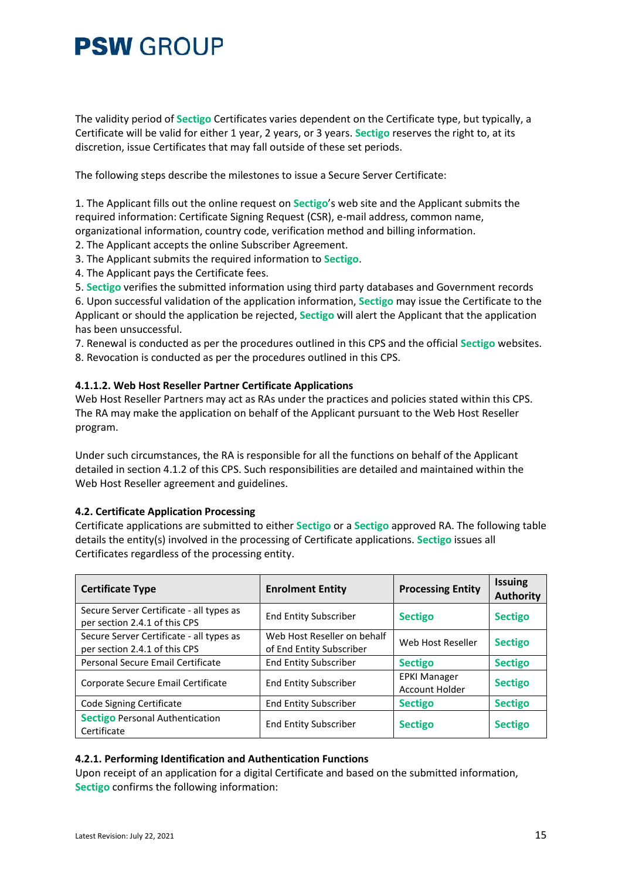The validity period of Sectigo Certificates varies dependent on the Certificate type, but typically, a Certificate will be valid for either 1 year, 2 years, or 3 years. Sectigo reserves the right to, at its discretion, issue Certificates that may fall outside of these set periods.

The following steps describe the milestones to issue a Secure Server Certificate:

1. The Applicant fills out the online request on Sectigo's web site and the Applicant submits the required information: Certificate Signing Request (CSR), e-mail address, common name, organizational information, country code, verification method and billing information.
2. The Applicant accepts the online Subscriber Agreement.
3. The Applicant submits the required information to Sectigo.
4. The Applicant pays the Certificate fees.
5. Sectigo verifies the submitted information using third party databases and Government records
6. Upon successful validation of the application information, Sectigo may issue the Certificate to the Applicant or should the application be rejected, Sectigo will alert the Applicant that the application has been unsuccessful.
7. Renewal is conducted as per the procedures outlined in this CPS and the official Sectigo websites.
8. Revocation is conducted as per the procedures outlined in this CPS.

#### 4.1.1.2. Web Host Reseller Partner Certificate Applications

Web Host Reseller Partners may act as RAs under the practices and policies stated within this CPS. The RA may make the application on behalf of the Applicant pursuant to the Web Host Reseller program.

Under such circumstances, the RA is responsible for all the functions on behalf of the Applicant detailed in section 4.1.2 of this CPS. Such responsibilities are detailed and maintained within the Web Host Reseller agreement and guidelines.

### 4.2. Certificate Application Processing

Certificate applications are submitted to either Sectigo or a Sectigo approved RA. The following table details the entity(s) involved in the processing of Certificate applications. Sectigo issues all Certificates regardless of the processing entity.

| Certificate Type | Enrolment Entity | Processing Entity | Issuing Authority |
|---|---|---|---|
| Secure Server Certificate - all types as per section 2.4.1 of this CPS | End Entity Subscriber | Sectigo | Sectigo |
| Secure Server Certificate - all types as per section 2.4.1 of this CPS | Web Host Reseller on behalf of End Entity Subscriber | Web Host Reseller | Sectigo |
| Personal Secure Email Certificate | End Entity Subscriber | Sectigo | Sectigo |
| Corporate Secure Email Certificate | End Entity Subscriber | EPKI Manager Account Holder | Sectigo |
| Code Signing Certificate | End Entity Subscriber | Sectigo | Sectigo |
| Sectigo Personal Authentication Certificate | End Entity Subscriber | Sectigo | Sectigo |

#### 4.2.1. Performing Identification and Authentication Functions

Upon receipt of an application for a digital Certificate and based on the submitted information, Sectigo confirms the following information: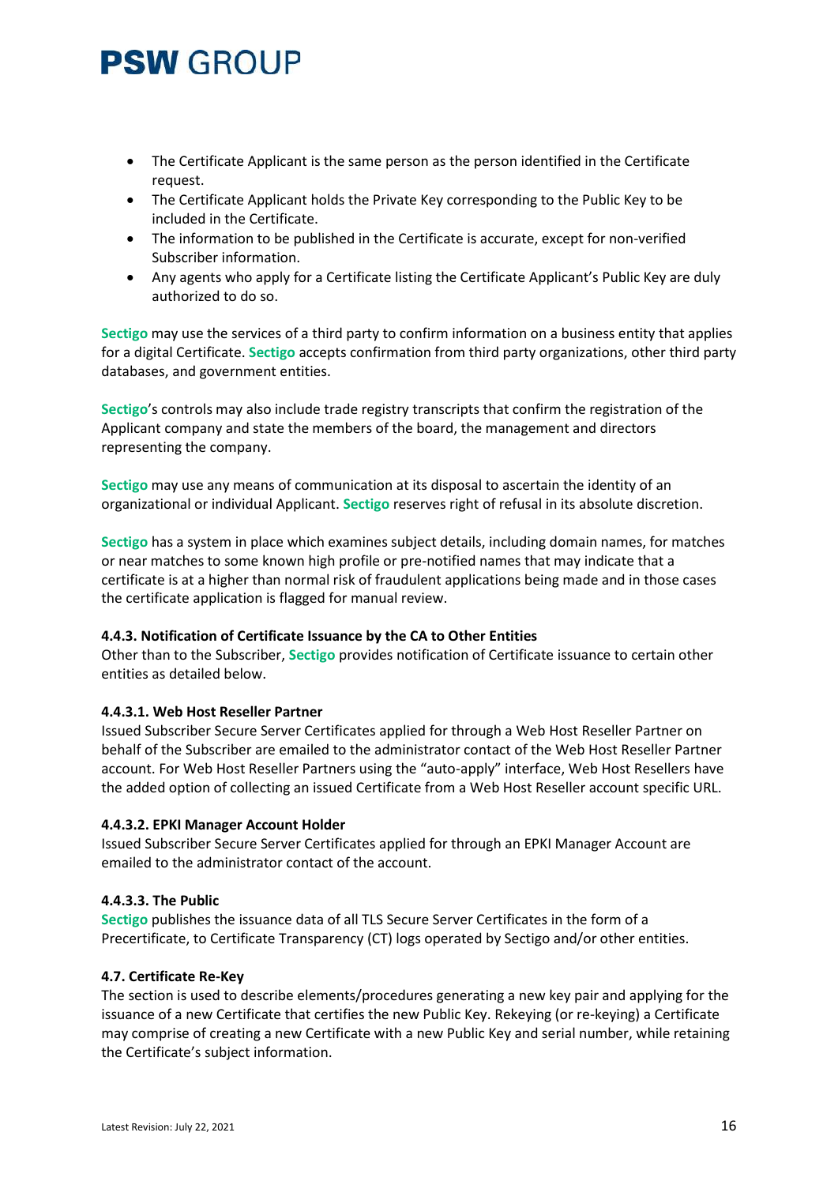- The Certificate Applicant is the same person as the person identified in the Certificate request.
- The Certificate Applicant holds the Private Key corresponding to the Public Key to be included in the Certificate.
- The information to be published in the Certificate is accurate, except for non-verified Subscriber information.
- Any agents who apply for a Certificate listing the Certificate Applicant's Public Key are duly authorized to do so.

**Sectigo** may use the services of a third party to confirm information on a business entity that applies for a digital Certificate. **Sectigo** accepts confirmation from third party organizations, other third party databases, and government entities.

**Sectigo**'s controls may also include trade registry transcripts that confirm the registration of the Applicant company and state the members of the board, the management and directors representing the company.

**Sectigo** may use any means of communication at its disposal to ascertain the identity of an organizational or individual Applicant. **Sectigo** reserves right of refusal in its absolute discretion.

**Sectigo** has a system in place which examines subject details, including domain names, for matches or near matches to some known high profile or pre-notified names that may indicate that a certificate is at a higher than normal risk of fraudulent applications being made and in those cases the certificate application is flagged for manual review.

#### 4.4.3. Notification of Certificate Issuance by the CA to Other Entities

Other than to the Subscriber, **Sectigo** provides notification of Certificate issuance to certain other entities as detailed below.

##### 4.4.3.1. Web Host Reseller Partner

Issued Subscriber Secure Server Certificates applied for through a Web Host Reseller Partner on behalf of the Subscriber are emailed to the administrator contact of the Web Host Reseller Partner account. For Web Host Reseller Partners using the "auto-apply" interface, Web Host Resellers have the added option of collecting an issued Certificate from a Web Host Reseller account specific URL.

##### 4.4.3.2. EPKI Manager Account Holder

Issued Subscriber Secure Server Certificates applied for through an EPKI Manager Account are emailed to the administrator contact of the account.

##### 4.4.3.3. The Public

**Sectigo** publishes the issuance data of all TLS Secure Server Certificates in the form of a Precertificate, to Certificate Transparency (CT) logs operated by Sectigo and/or other entities.

### 4.7. Certificate Re-Key

The section is used to describe elements/procedures generating a new key pair and applying for the issuance of a new Certificate that certifies the new Public Key. Rekeying (or re-keying) a Certificate may comprise of creating a new Certificate with a new Public Key and serial number, while retaining the Certificate's subject information.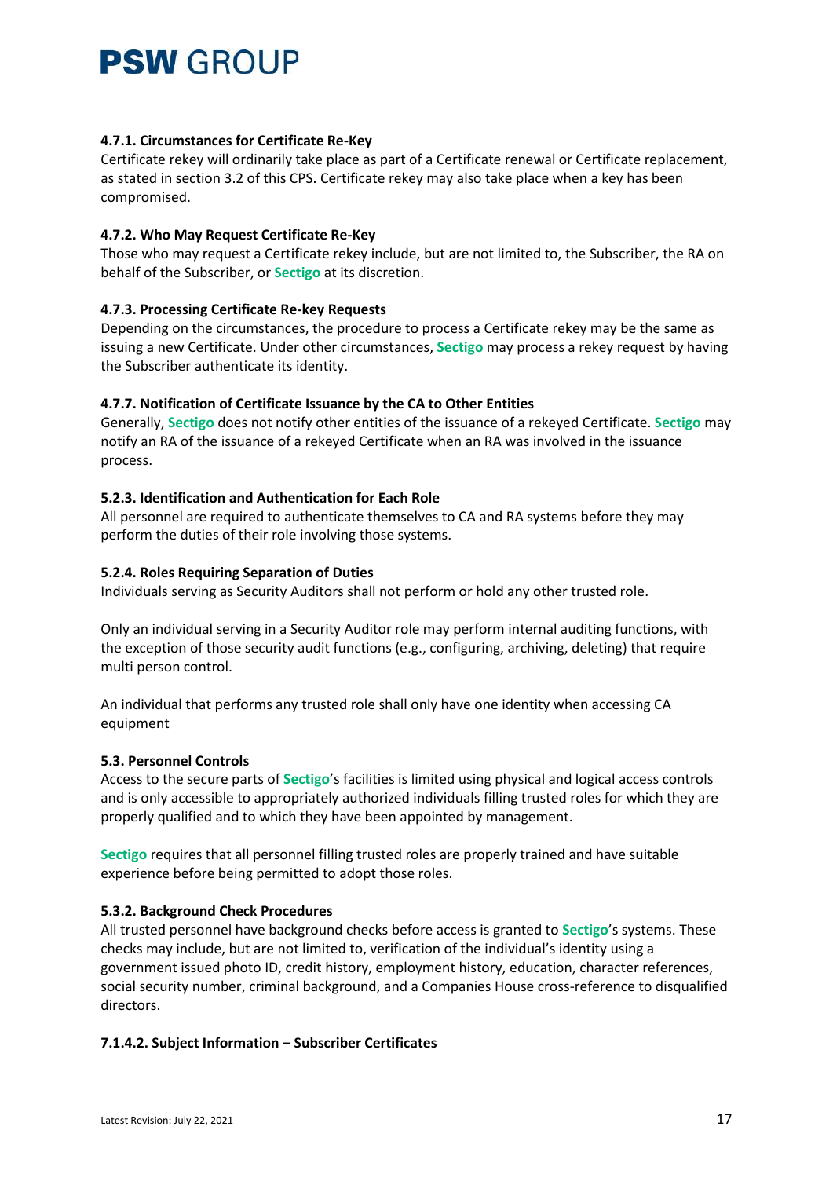#### 4.7.1. Circumstances for Certificate Re-Key

Certificate rekey will ordinarily take place as part of a Certificate renewal or Certificate replacement, as stated in section 3.2 of this CPS. Certificate rekey may also take place when a key has been compromised.

#### 4.7.2. Who May Request Certificate Re-Key

Those who may request a Certificate rekey include, but are not limited to, the Subscriber, the RA on behalf of the Subscriber, or **Sectigo** at its discretion.

#### 4.7.3. Processing Certificate Re-key Requests

Depending on the circumstances, the procedure to process a Certificate rekey may be the same as issuing a new Certificate. Under other circumstances, **Sectigo** may process a rekey request by having the Subscriber authenticate its identity.

#### 4.7.7. Notification of Certificate Issuance by the CA to Other Entities

Generally, **Sectigo** does not notify other entities of the issuance of a rekeyed Certificate. **Sectigo** may notify an RA of the issuance of a rekeyed Certificate when an RA was involved in the issuance process.

#### 5.2.3. Identification and Authentication for Each Role

All personnel are required to authenticate themselves to CA and RA systems before they may perform the duties of their role involving those systems.

#### 5.2.4. Roles Requiring Separation of Duties

Individuals serving as Security Auditors shall not perform or hold any other trusted role.

Only an individual serving in a Security Auditor role may perform internal auditing functions, with the exception of those security audit functions (e.g., configuring, archiving, deleting) that require multi person control.

An individual that performs any trusted role shall only have one identity when accessing CA equipment

#### 5.3. Personnel Controls

Access to the secure parts of **Sectigo**'s facilities is limited using physical and logical access controls and is only accessible to appropriately authorized individuals filling trusted roles for which they are properly qualified and to which they have been appointed by management.

**Sectigo** requires that all personnel filling trusted roles are properly trained and have suitable experience before being permitted to adopt those roles.

#### 5.3.2. Background Check Procedures

All trusted personnel have background checks before access is granted to **Sectigo**'s systems. These checks may include, but are not limited to, verification of the individual's identity using a government issued photo ID, credit history, employment history, education, character references, social security number, criminal background, and a Companies House cross-reference to disqualified directors.

#### 7.1.4.2. Subject Information – Subscriber Certificates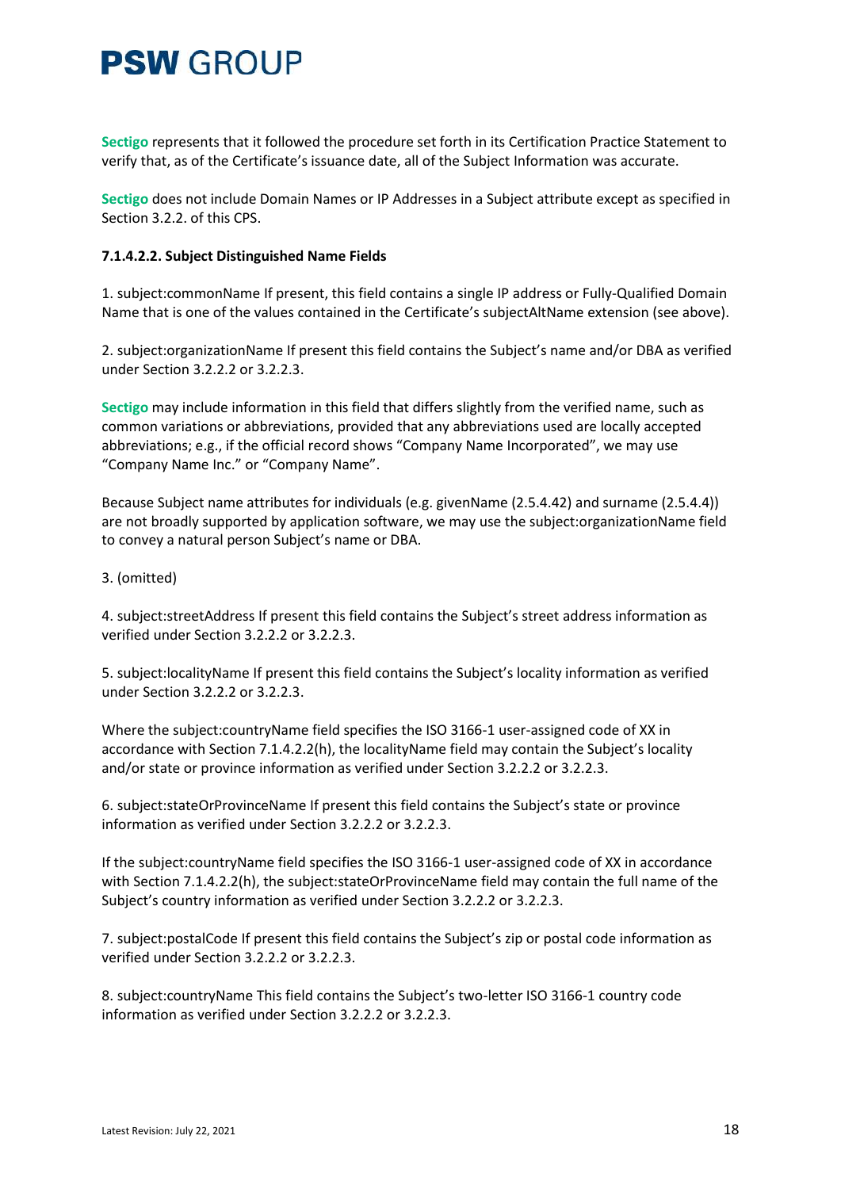Sectigo represents that it followed the procedure set forth in its Certification Practice Statement to verify that, as of the Certificate's issuance date, all of the Subject Information was accurate.

Sectigo does not include Domain Names or IP Addresses in a Subject attribute except as specified in Section 3.2.2. of this CPS.

**7.1.4.2.2. Subject Distinguished Name Fields**

1. subject:commonName If present, this field contains a single IP address or Fully-Qualified Domain Name that is one of the values contained in the Certificate's subjectAltName extension (see above).

2. subject:organizationName If present this field contains the Subject's name and/or DBA as verified under Section 3.2.2.2 or 3.2.2.3.

Sectigo may include information in this field that differs slightly from the verified name, such as common variations or abbreviations, provided that any abbreviations used are locally accepted abbreviations; e.g., if the official record shows "Company Name Incorporated", we may use "Company Name Inc." or "Company Name".

Because Subject name attributes for individuals (e.g. givenName (2.5.4.42) and surname (2.5.4.4)) are not broadly supported by application software, we may use the subject:organizationName field to convey a natural person Subject's name or DBA.

3. (omitted)

4. subject:streetAddress If present this field contains the Subject's street address information as verified under Section 3.2.2.2 or 3.2.2.3.

5. subject:localityName If present this field contains the Subject's locality information as verified under Section 3.2.2.2 or 3.2.2.3.

Where the subject:countryName field specifies the ISO 3166-1 user-assigned code of XX in accordance with Section 7.1.4.2.2(h), the localityName field may contain the Subject's locality and/or state or province information as verified under Section 3.2.2.2 or 3.2.2.3.

6. subject:stateOrProvinceName If present this field contains the Subject's state or province information as verified under Section 3.2.2.2 or 3.2.2.3.

If the subject:countryName field specifies the ISO 3166-1 user-assigned code of XX in accordance with Section 7.1.4.2.2(h), the subject:stateOrProvinceName field may contain the full name of the Subject's country information as verified under Section 3.2.2.2 or 3.2.2.3.

7. subject:postalCode If present this field contains the Subject's zip or postal code information as verified under Section 3.2.2.2 or 3.2.2.3.

8. subject:countryName This field contains the Subject's two-letter ISO 3166-1 country code information as verified under Section 3.2.2.2 or 3.2.2.3.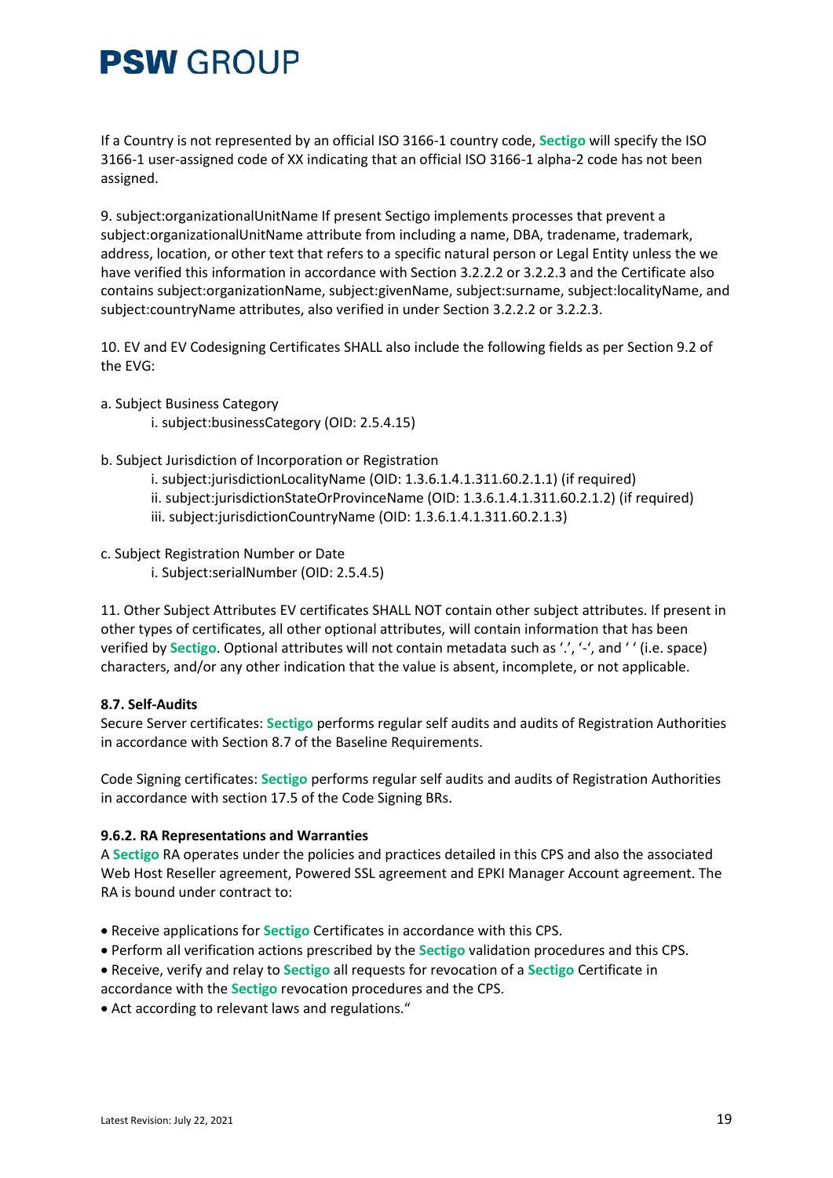If a Country is not represented by an official ISO 3166-1 country code, **Sectigo** will specify the ISO 3166-1 user-assigned code of XX indicating that an official ISO 3166-1 alpha-2 code has not been assigned.

9. subject:organizationalUnitName If present Sectigo implements processes that prevent a subject:organizationalUnitName attribute from including a name, DBA, tradename, trademark, address, location, or other text that refers to a specific natural person or Legal Entity unless the we have verified this information in accordance with Section 3.2.2.2 or 3.2.2.3 and the Certificate also contains subject:organizationName, subject:givenName, subject:surname, subject:localityName, and subject:countryName attributes, also verified in under Section 3.2.2.2 or 3.2.2.3.

10. EV and EV Codesigning Certificates SHALL also include the following fields as per Section 9.2 of the EVG:

a. Subject Business Category
   i. subject:businessCategory (OID: 2.5.4.15)

b. Subject Jurisdiction of Incorporation or Registration
   i. subject:jurisdictionLocalityName (OID: 1.3.6.1.4.1.311.60.2.1.1) (if required)
   ii. subject:jurisdictionStateOrProvinceName (OID: 1.3.6.1.4.1.311.60.2.1.2) (if required)
   iii. subject:jurisdictionCountryName (OID: 1.3.6.1.4.1.311.60.2.1.3)

c. Subject Registration Number or Date
   i. Subject:serialNumber (OID: 2.5.4.5)

11. Other Subject Attributes EV certificates SHALL NOT contain other subject attributes. If present in other types of certificates, all other optional attributes, will contain information that has been verified by **Sectigo**. Optional attributes will not contain metadata such as '.', '-', and ' ' (i.e. space) characters, and/or any other indication that the value is absent, incomplete, or not applicable.

**8.7. Self-Audits**
Secure Server certificates: **Sectigo** performs regular self audits and audits of Registration Authorities in accordance with Section 8.7 of the Baseline Requirements.

Code Signing certificates: **Sectigo** performs regular self audits and audits of Registration Authorities in accordance with section 17.5 of the Code Signing BRs.

**9.6.2. RA Representations and Warranties**
A **Sectigo** RA operates under the policies and practices detailed in this CPS and also the associated Web Host Reseller agreement, Powered SSL agreement and EPKI Manager Account agreement. The RA is bound under contract to:

- Receive applications for **Sectigo** Certificates in accordance with this CPS.
- Perform all verification actions prescribed by the **Sectigo** validation procedures and this CPS.
- Receive, verify and relay to **Sectigo** all requests for revocation of a **Sectigo** Certificate in accordance with the **Sectigo** revocation procedures and the CPS.
- Act according to relevant laws and regulations."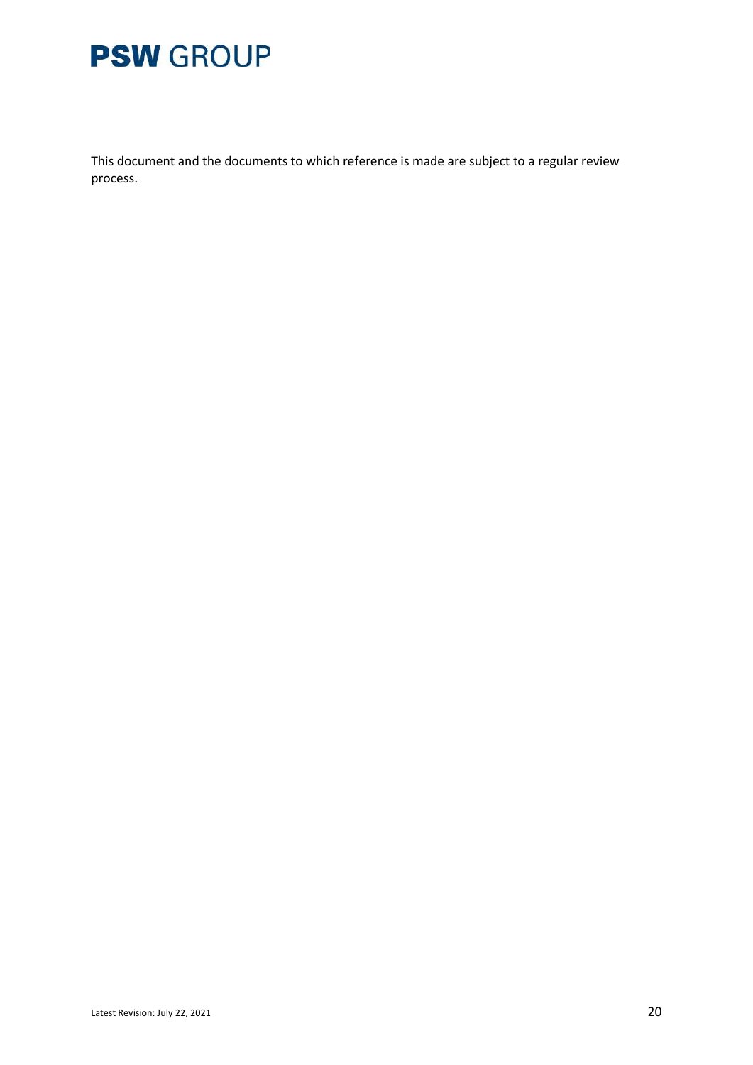This document and the documents to which reference is made are subject to a regular review process.